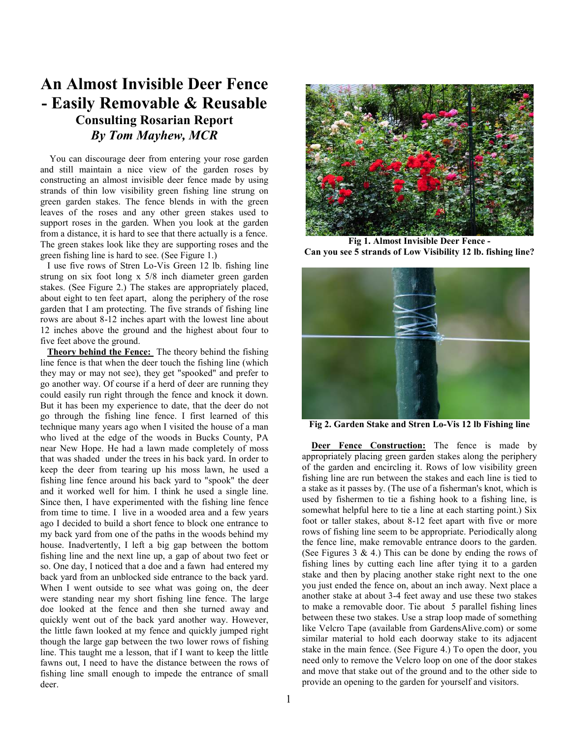# An Almost Invisible Deer Fence - Easily Removable & Reusable

## Consulting Rosarian Report

### *By Tom Mayhew, MCR*

You can discourage deer from entering your rose garden and still maintain a nice view of the garden roses by constructing an almost invisible deer fence made by using strands of thin low visibility green fishing line strung on green garden stakes. The fence blends in with the green leaves of the roses and any other green stakes used to support roses in the garden. When you look at the garden from a distance, it is hard to see that there actually is a fence. The green stakes look like they are supporting roses and the green fishing line is hard to see. (See Figure 1.)

I use five rows of Stren Lo-Vis Green 12 lb. fishing line strung on six foot long x 5/8 inch diameter green garden stakes. (See Figure 2.) The stakes are appropriately placed, about eight to ten feet apart, along the periphery of the rose garden that I am protecting. The five strands of fishing line rows are about 8-12 inches apart with the lowest line about 12 inches above the ground and the highest about four to five feet above the ground.

**Theory behind the Fence:** The theory behind the fishing line fence is that when the deer touch the fishing line (which they may or may not see), they get "spooked" and prefer to go another way. Of course if a herd of deer are running they could easily run right through the fence and knock it down. But it has been my experience to date, that the deer do not go through the fishing line fence. I first learned of this technique many years ago when I visited the house of a man who lived at the edge of the woods in Bucks County, PA near New Hope. He had a lawn made completely of moss that was shaded under the trees in his back yard. In order to keep the deer from tearing up his moss lawn, he used a fishing line fence around his back yard to "spook" the deer and it worked well for him. I think he used a single line. Since then, I have experimented with the fishing line fence from time to time. I live in a wooded area and a few years ago I decided to build a short fence to block one entrance to my back yard from one of the paths in the woods behind my house. Inadvertently, I left a big gap between the bottom fishing line and the next line up, a gap of about two feet or so. One day, I noticed that a doe and a fawn had entered my back yard from an unblocked side entrance to the back yard. When I went outside to see what was going on, the deer were standing near my short fishing line fence. The large doe looked at the fence and then she turned away and quickly went out of the back yard another way. However, the little fawn looked at my fence and quickly jumped right though the large gap between the two lower rows of fishing line. This taught me a lesson, that if I want to keep the little fawns out, I need to have the distance between the rows of fishing line small enough to impede the entrance of small deer.

**Fig 1. Almost Invisible Deer Fence - Can you see 5 strands of Low Visibility 12 lb. fishing line?**

**Fig 2. Garden Stake and Stren Lo-Vis 12 lb Fishing line**

**Deer Fence Construction:** The fence is made by appropriately placing green garden stakes along the periphery of the garden and encircling it. Rows of low visibility green fishing line are run between the stakes and each line is tied to a stake as it passes by. (The use of a fisherman's knot, which is used by fishermen to tie a fishing hook to a fishing line, is somewhat helpful here to tie a line at each starting point.) Six foot or taller stakes, about 8-12 feet apart with five or more rows of fishing line seem to be appropriate. Periodically along the fence line, make removable entrance doors to the garden. (See Figures 3 & 4.) This can be done by ending the rows of fishing lines by cutting each line after tying it to a garden stake and then by placing another stake right next to the one you just ended the fence on, about an inch away. Next place a another stake at about 3-4 feet away and use these two stakes to make a removable door. Tie about 5 parallel fishing lines between these two stakes. Use a strap loop made of something like Velcro Tape (available from GardensAlive.com) or some similar material to hold each doorway stake to its adjacent stake in the main fence. (See Figure 4.) To open the door, you need only to remove the Velcro loop on one of the door stakes and move that stake out of the ground and to the other side to provide an opening to the garden for yourself and visitors.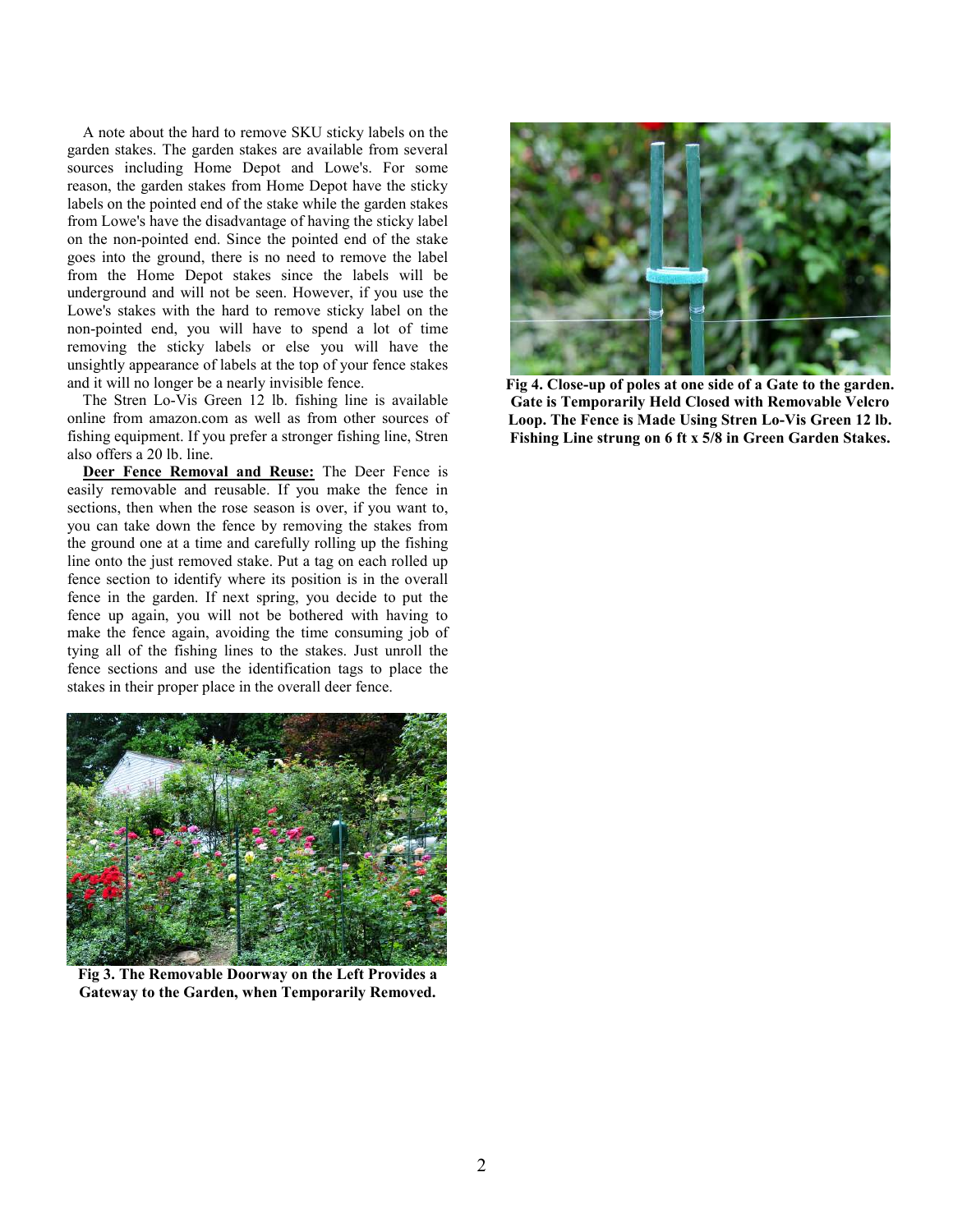A note about the hard to remove SKU sticky labels on the garden stakes. The garden stakes are available from several sources including Home Depot and Lowe's. For some reason, the garden stakes from Home Depot have the sticky labels on the pointed end of the stake while the garden stakes from Lowe's have the disadvantage of having the sticky label on the non-pointed end. Since the pointed end of the stake goes into the ground, there is no need to remove the label from the Home Depot stakes since the labels will be underground and will not be seen. However, if you use the Lowe's stakes with the hard to remove sticky label on the non-pointed end, you will have to spend a lot of time removing the sticky labels or else you will have the unsightly appearance of labels at the top of your fence stakes and it will no longer be a nearly invisible fence.

The Stren Lo-Vis Green 12 lb. fishing line is available online from amazon.com as well as from other sources of fishing equipment. If you prefer a stronger fishing line, Stren also offers a 20 lb. line.

**Deer Fence Removal and Reuse:** The Deer Fence is easily removable and reusable. If you make the fence in sections, then when the rose season is over, if you want to, you can take down the fence by removing the stakes from the ground one at a time and carefully rolling up the fishing line onto the just removed stake. Put a tag on each rolled up fence section to identify where its position is in the overall fence in the garden. If next spring, you decide to put the fence up again, you will not be bothered with having to make the fence again, avoiding the time consuming job of tying all of the fishing lines to the stakes. Just unroll the fence sections and use the identification tags to place the stakes in their proper place in the overall deer fence.

**Fig 3. The Removable Doorway on the Left Provides a Gateway to the Garden, when Temporarily Removed.**

**Fig 4. Close-up of poles at one side of a Gate to the garden. Gate is Temporarily Held Closed with Removable Velcro Loop. The Fence is Made Using Stren Lo-Vis Green 12 lb. Fishing Line strung on 6 ft x 5/8 in Green Garden Stakes.**